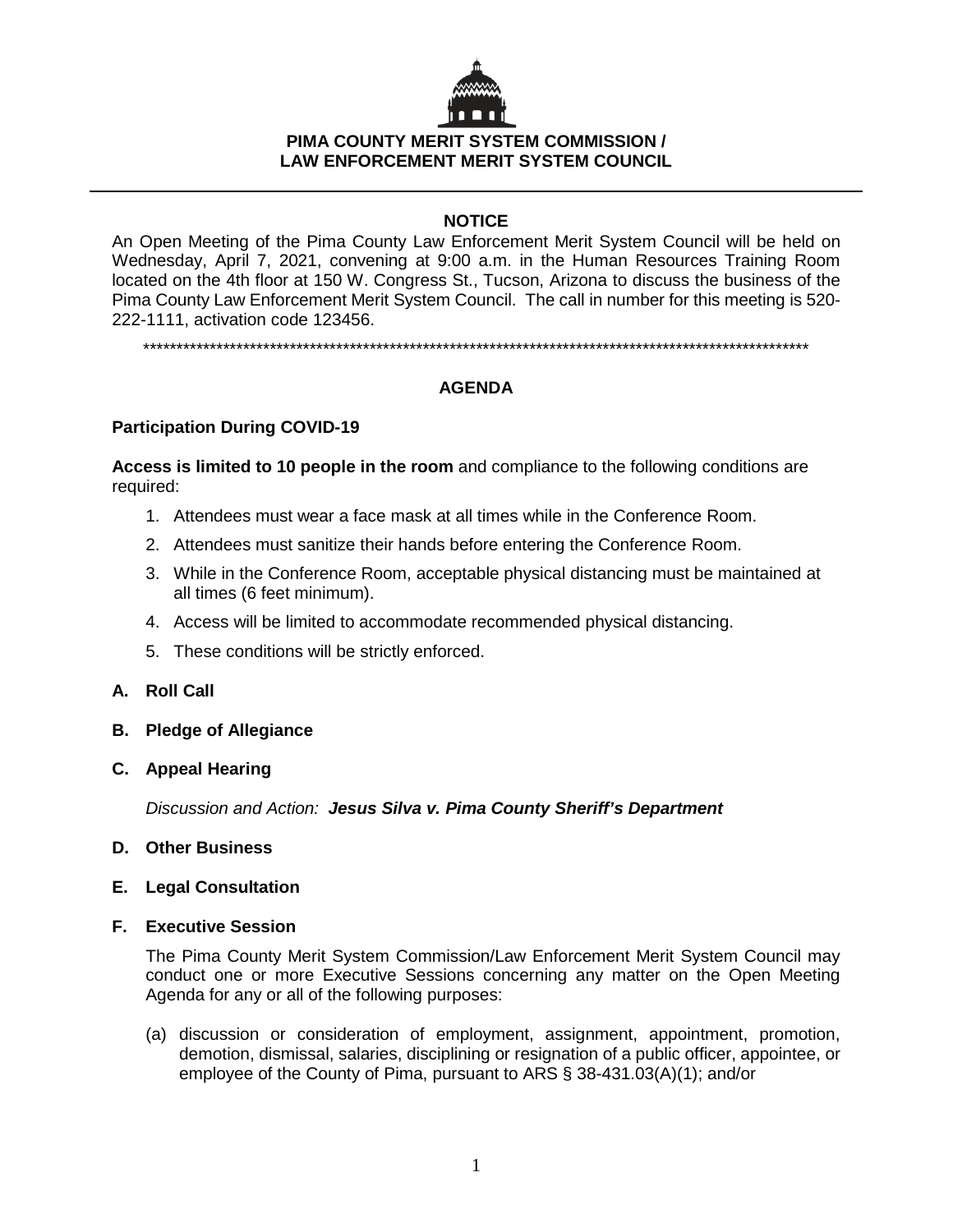# PIMA COUNTY MERIT SYSTEM COMMISSION / LAW ENFORCEMENT MERIT SYSTEM COUNCIL

## NOTICE

An Open Meeting of the Pima County Law Enforcement Merit System Council will be held on Wednesday, April 7, 2021, convening at 9:00 a.m. in the Human Resources Training Room located on the 4th floor at 150 W. Congress St., Tucson, Arizona to discuss the business of the Pima County Law Enforcement Merit System Council. The call in number for this meeting is 520-222-1111, activation code 123456.

\*\*\*\*\*\*\*\*\*\*\*\*\*\*\*\*\*\*\*\*\*\*\*\*\*\*\*\*\*\*\*\*\*\*\*\*\*\*\*\*\*\*\*\*\*\*\*\*\*\*\*\*\*\*\*\*\*\*\*\*\*\*\*\*\*\*\*\*\*\*\*\*\*\*\*\*\*\*\*\*\*\*\*\*\*\*\*\*\*\*\*\*\*\*\*\*\*\*\*\*

## AGENDA

**Participation During COVID-19**

**Access is limited to 10 people in the room** and compliance to the following conditions are required:

1. Attendees must wear a face mask at all times while in the Conference Room.
2. Attendees must sanitize their hands before entering the Conference Room.
3. While in the Conference Room, acceptable physical distancing must be maintained at all times (6 feet minimum).
4. Access will be limited to accommodate recommended physical distancing.
5. These conditions will be strictly enforced.

**A. Roll Call**

**B. Pledge of Allegiance**

**C. Appeal Hearing**

*Discussion and Action:* ***Jesus Silva v. Pima County Sheriff's Department***

**D. Other Business**

**E. Legal Consultation**

**F. Executive Session**

The Pima County Merit System Commission/Law Enforcement Merit System Council may conduct one or more Executive Sessions concerning any matter on the Open Meeting Agenda for any or all of the following purposes:

(a) discussion or consideration of employment, assignment, appointment, promotion, demotion, dismissal, salaries, disciplining or resignation of a public officer, appointee, or employee of the County of Pima, pursuant to ARS § 38-431.03(A)(1); and/or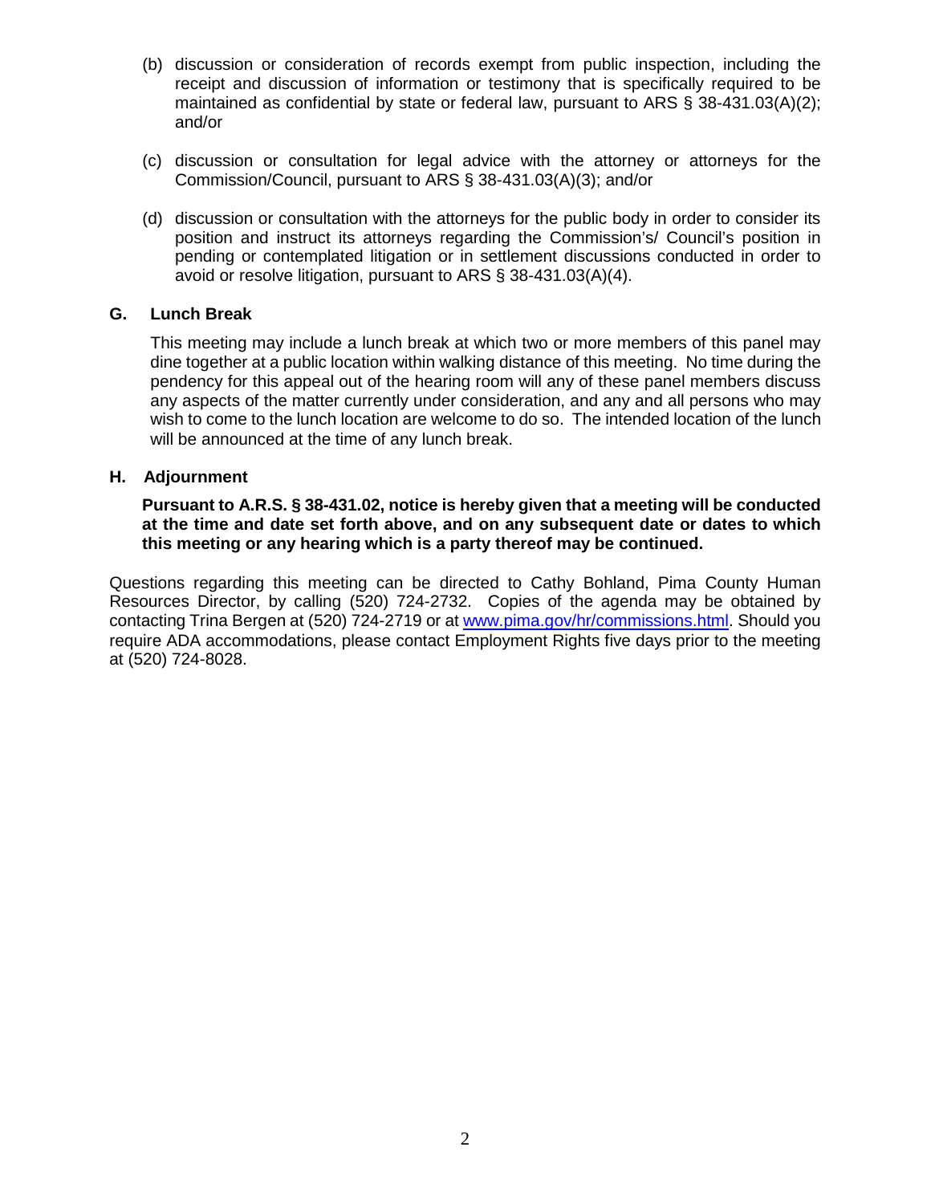(b) discussion or consideration of records exempt from public inspection, including the receipt and discussion of information or testimony that is specifically required to be maintained as confidential by state or federal law, pursuant to ARS § 38-431.03(A)(2); and/or

(c) discussion or consultation for legal advice with the attorney or attorneys for the Commission/Council, pursuant to ARS § 38-431.03(A)(3); and/or

(d) discussion or consultation with the attorneys for the public body in order to consider its position and instruct its attorneys regarding the Commission's/ Council's position in pending or contemplated litigation or in settlement discussions conducted in order to avoid or resolve litigation, pursuant to ARS § 38-431.03(A)(4).

**G. Lunch Break**

This meeting may include a lunch break at which two or more members of this panel may dine together at a public location within walking distance of this meeting. No time during the pendency for this appeal out of the hearing room will any of these panel members discuss any aspects of the matter currently under consideration, and any and all persons who may wish to come to the lunch location are welcome to do so. The intended location of the lunch will be announced at the time of any lunch break.

**H. Adjournment**

**Pursuant to A.R.S. § 38-431.02, notice is hereby given that a meeting will be conducted at the time and date set forth above, and on any subsequent date or dates to which this meeting or any hearing which is a party thereof may be continued.**

Questions regarding this meeting can be directed to Cathy Bohland, Pima County Human Resources Director, by calling (520) 724-2732. Copies of the agenda may be obtained by contacting Trina Bergen at (520) 724-2719 or at www.pima.gov/hr/commissions.html. Should you require ADA accommodations, please contact Employment Rights five days prior to the meeting at (520) 724-8028.